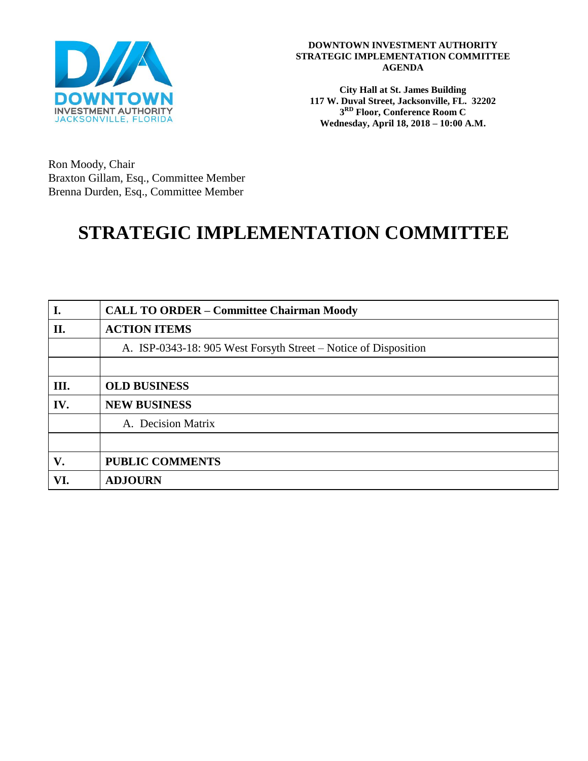**DOWNTOWN INVESTMENT AUTHORITY**
**STRATEGIC IMPLEMENTATION COMMITTEE**
**AGENDA**

**City Hall at St. James Building**
**117 W. Duval Street, Jacksonville, FL. 32202**
**3RD Floor, Conference Room C**
**Wednesday, April 18, 2018 – 10:00 A.M.**

Ron Moody, Chair
Braxton Gillam, Esq., Committee Member
Brenna Durden, Esq., Committee Member

# STRATEGIC IMPLEMENTATION COMMITTEE

| | |
|---|---|
| **I.** | **CALL TO ORDER – Committee Chairman Moody** |
| **II.** | **ACTION ITEMS** |
| | A. ISP-0343-18: 905 West Forsyth Street – Notice of Disposition |
| | |
| **III.** | **OLD BUSINESS** |
| **IV.** | **NEW BUSINESS** |
| | A. Decision Matrix |
| | |
| **V.** | **PUBLIC COMMENTS** |
| **VI.** | **ADJOURN** |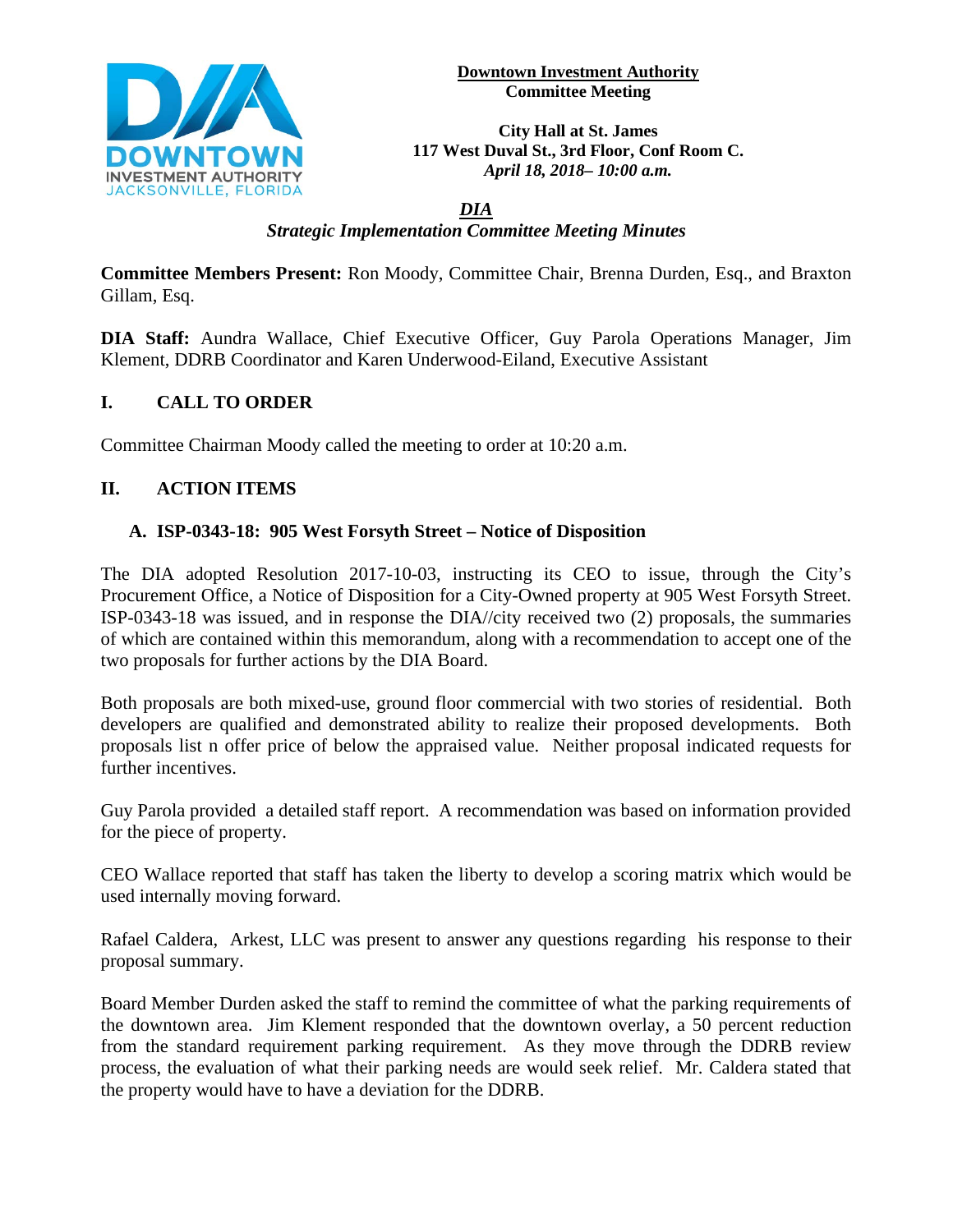**Downtown Investment Authority**
**Committee Meeting**

**City Hall at St. James**
**117 West Duval St., 3rd Floor, Conf Room C.**
***April 18, 2018– 10:00 a.m.***

***DIA***
***Strategic Implementation Committee Meeting Minutes***

**Committee Members Present:** Ron Moody, Committee Chair, Brenna Durden, Esq., and Braxton Gillam, Esq.

**DIA Staff:** Aundra Wallace, Chief Executive Officer, Guy Parola Operations Manager, Jim Klement, DDRB Coordinator and Karen Underwood-Eiland, Executive Assistant

## I. CALL TO ORDER

Committee Chairman Moody called the meeting to order at 10:20 a.m.

## II. ACTION ITEMS

### A. ISP-0343-18: 905 West Forsyth Street – Notice of Disposition

The DIA adopted Resolution 2017-10-03, instructing its CEO to issue, through the City's Procurement Office, a Notice of Disposition for a City-Owned property at 905 West Forsyth Street. ISP-0343-18 was issued, and in response the DIA//city received two (2) proposals, the summaries of which are contained within this memorandum, along with a recommendation to accept one of the two proposals for further actions by the DIA Board.

Both proposals are both mixed-use, ground floor commercial with two stories of residential. Both developers are qualified and demonstrated ability to realize their proposed developments. Both proposals list n offer price of below the appraised value. Neither proposal indicated requests for further incentives.

Guy Parola provided a detailed staff report. A recommendation was based on information provided for the piece of property.

CEO Wallace reported that staff has taken the liberty to develop a scoring matrix which would be used internally moving forward.

Rafael Caldera, Arkest, LLC was present to answer any questions regarding his response to their proposal summary.

Board Member Durden asked the staff to remind the committee of what the parking requirements of the downtown area. Jim Klement responded that the downtown overlay, a 50 percent reduction from the standard requirement parking requirement. As they move through the DDRB review process, the evaluation of what their parking needs are would seek relief. Mr. Caldera stated that the property would have to have a deviation for the DDRB.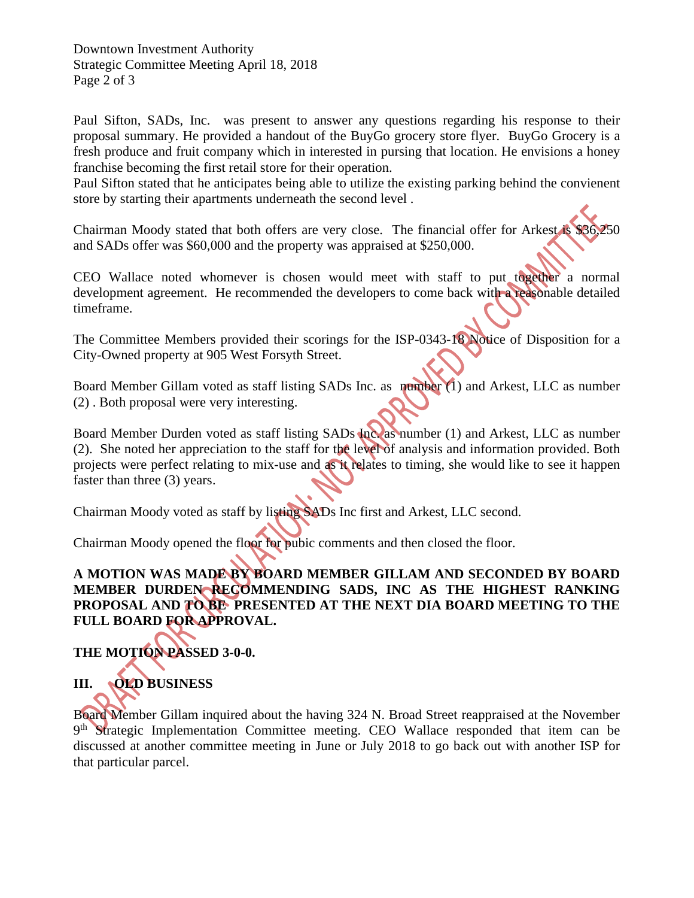Paul Sifton, SADs, Inc. was present to answer any questions regarding his response to their proposal summary. He provided a handout of the BuyGo grocery store flyer. BuyGo Grocery is a fresh produce and fruit company which in interested in pursing that location. He envisions a honey franchise becoming the first retail store for their operation.
Paul Sifton stated that he anticipates being able to utilize the existing parking behind the convienent store by starting their apartments underneath the second level .

Chairman Moody stated that both offers are very close. The financial offer for Arkest is $36,250 and SADs offer was $60,000 and the property was appraised at $250,000.

CEO Wallace noted whomever is chosen would meet with staff to put together a normal development agreement. He recommended the developers to come back with a reasonable detailed timeframe.

The Committee Members provided their scorings for the ISP-0343-18 Notice of Disposition for a City-Owned property at 905 West Forsyth Street.

Board Member Gillam voted as staff listing SADs Inc. as number (1) and Arkest, LLC as number (2) . Both proposal were very interesting.

Board Member Durden voted as staff listing SADs Inc. as number (1) and Arkest, LLC as number (2). She noted her appreciation to the staff for the level of analysis and information provided. Both projects were perfect relating to mix-use and as it relates to timing, she would like to see it happen faster than three (3) years.

Chairman Moody voted as staff by listing SADs Inc first and Arkest, LLC second.

Chairman Moody opened the floor for pubic comments and then closed the floor.

**A MOTION WAS MADE BY BOARD MEMBER GILLAM AND SECONDED BY BOARD MEMBER DURDEN RECOMMENDING SADS, INC AS THE HIGHEST RANKING PROPOSAL AND TO BE PRESENTED AT THE NEXT DIA BOARD MEETING TO THE FULL BOARD FOR APPROVAL.**

**THE MOTION PASSED 3-0-0.**

## III. OLD BUSINESS

Board Member Gillam inquired about the having 324 N. Broad Street reappraised at the November 9th Strategic Implementation Committee meeting. CEO Wallace responded that item can be discussed at another committee meeting in June or July 2018 to go back out with another ISP for that particular parcel.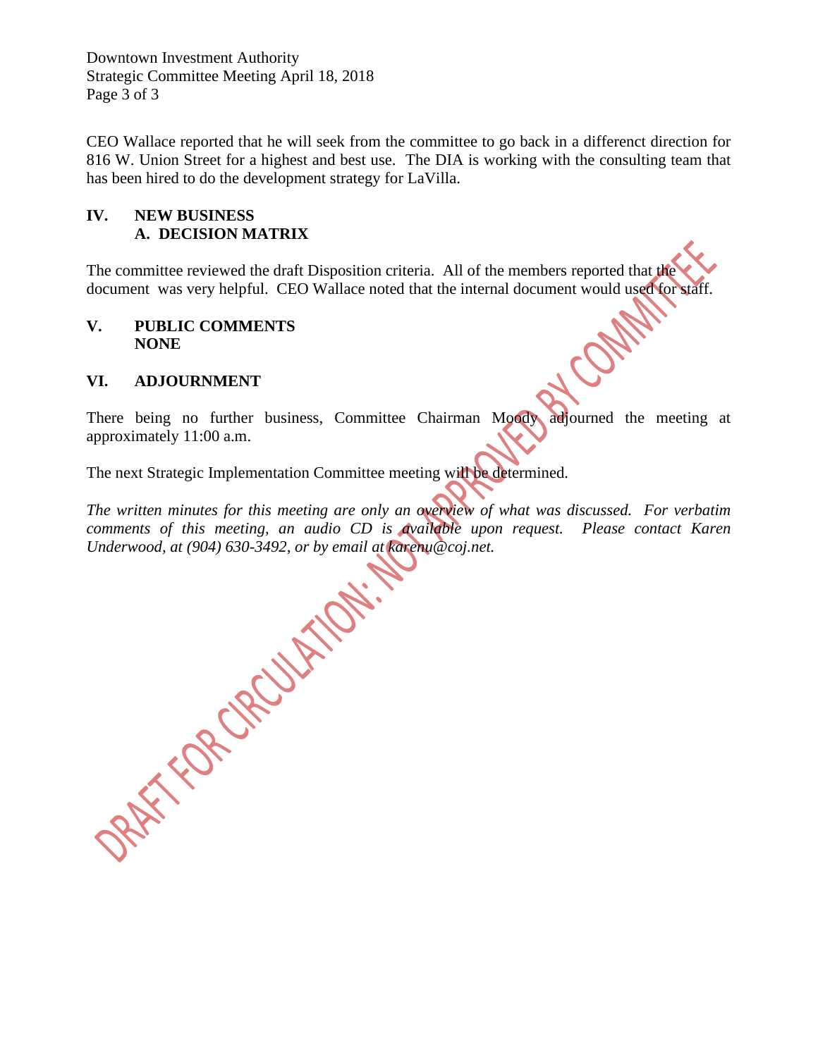CEO Wallace reported that he will seek from the committee to go back in a differenct direction for 816 W. Union Street for a highest and best use. The DIA is working with the consulting team that has been hired to do the development strategy for LaVilla.

## IV. NEW BUSINESS
### A. DECISION MATRIX

The committee reviewed the draft Disposition criteria. All of the members reported that the document was very helpful. CEO Wallace noted that the internal document would used for staff.

## V. PUBLIC COMMENTS
**NONE**

## VI. ADJOURNMENT

There being no further business, Committee Chairman Moody adjourned the meeting at approximately 11:00 a.m.

The next Strategic Implementation Committee meeting will be determined.

*The written minutes for this meeting are only an overview of what was discussed. For verbatim comments of this meeting, an audio CD is available upon request. Please contact Karen Underwood, at (904) 630-3492, or by email at karenu@coj.net.*

DRAFT FOR CIRCULATION: NOT APPROVED BY COMMITTEE